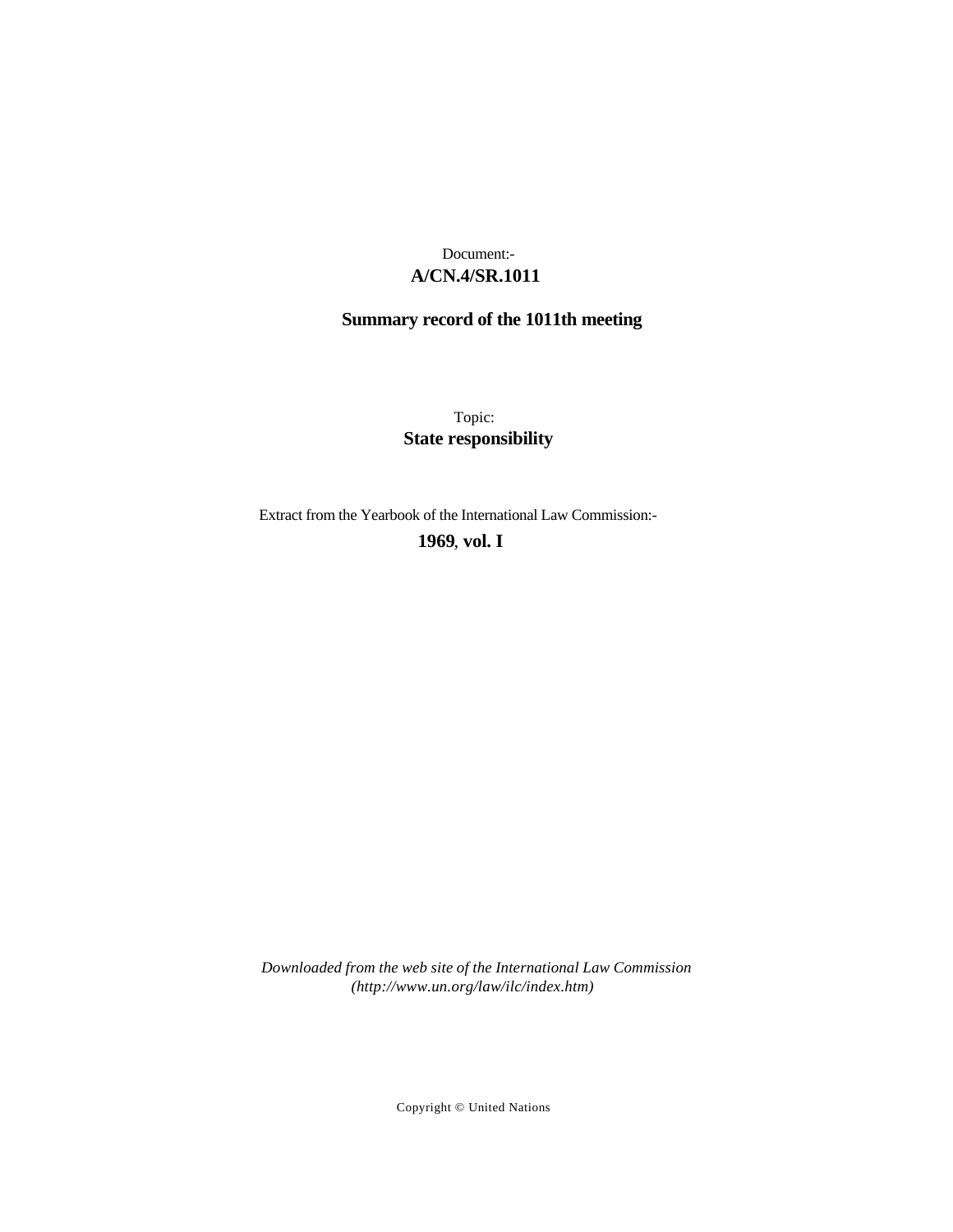Document:-

**A/CN.4/SR.1011**

**Summary record of the 1011th meeting**

Topic:

**State responsibility**

Extract from the Yearbook of the International Law Commission:-

**1969**, **vol. I**

*Downloaded from the web site of the International Law Commission (http://www.un.org/law/ilc/index.htm)*

Copyright © United Nations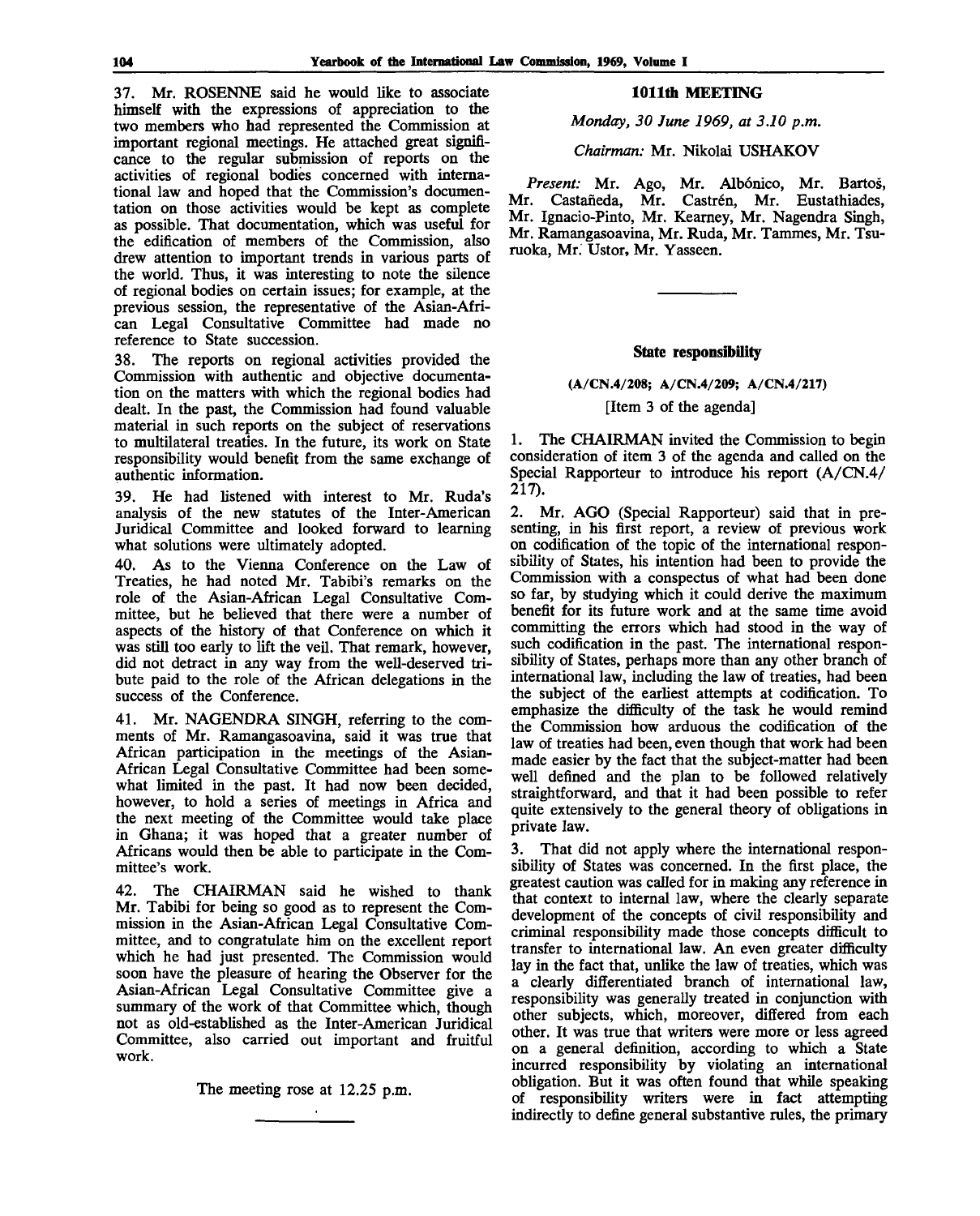37. Mr. ROSENNE said he would like to associate himself with the expressions of appreciation to the two members who had represented the Commission at important regional meetings. He attached great significance to the regular submission of reports on the activities of regional bodies concerned with international law and hoped that the Commission's documentation on those activities would be kept as complete as possible. That documentation, which was useful for the edification of members of the Commission, also drew attention to important trends in various parts of the world. Thus, it was interesting to note the silence of regional bodies on certain issues; for example, at the previous session, the representative of the Asian-African Legal Consultative Committee had made no reference to State succession.

38. The reports on regional activities provided the Commission with authentic and objective documentation on the matters with which the regional bodies had dealt. In the past, the Commission had found valuable material in such reports on the subject of reservations to multilateral treaties. In the future, its work on State responsibility would benefit from the same exchange of authentic information.

39. He had listened with interest to Mr. Ruda's analysis of the new statutes of the Inter-American Juridical Committee and looked forward to learning what solutions were ultimately adopted.

40. As to the Vienna Conference on the Law of Treaties, he had noted Mr. Tabibi's remarks on the role of the Asian-African Legal Consultative Committee, but he believed that there were a number of aspects of the history of that Conference on which it was still too early to lift the veil. That remark, however, did not detract in any way from the well-deserved tribute paid to the role of the African delegations in the success of the Conference.

41. Mr. NAGENDRA SINGH, referring to the comments of Mr. Ramangasoavina, said it was true that African participation in the meetings of the Asian-African Legal Consultative Committee had been somewhat limited in the past. It had now been decided, however, to hold a series of meetings in Africa and the next meeting of the Committee would take place in Ghana; it was hoped that a greater number of Africans would then be able to participate in the Committee's work.

42. The CHAIRMAN said he wished to thank Mr. Tabibi for being so good as to represent the Commission in the Asian-African Legal Consultative Committee, and to congratulate him on the excellent report which he had just presented. The Commission would soon have the pleasure of hearing the Observer for the Asian-African Legal Consultative Committee give a summary of the work of that Committee which, though not as old-established as the Inter-American Juridical Committee, also carried out important and fruitful work.

The meeting rose at 12.25 p.m.

## 1011th MEETING

*Monday, 30 June 1969, at 3.10 p.m.*

*Chairman:* Mr. Nikolai USHAKOV

*Present:* Mr. Ago, Mr. Albónico, Mr. Bartoš, Mr. Castañeda, Mr. Castrén, Mr. Eustathiades, Mr. Ignacio-Pinto, Mr. Kearney, Mr. Nagendra Singh, Mr. Ramangasoavina, Mr. Ruda, Mr. Tammes, Mr. Tsuruoka, Mr. Ustor, Mr. Yasseen.

### State responsibility

**(A/CN.4/208; A/CN.4/209; A/CN.4/217)**

[Item 3 of the agenda]

1. The CHAIRMAN invited the Commission to begin consideration of item 3 of the agenda and called on the Special Rapporteur to introduce his report (A/CN.4/217).

2. Mr. AGO (Special Rapporteur) said that in presenting, in his first report, a review of previous work on codification of the topic of the international responsibility of States, his intention had been to provide the Commission with a conspectus of what had been done so far, by studying which it could derive the maximum benefit for its future work and at the same time avoid committing the errors which had stood in the way of such codification in the past. The international responsibility of States, perhaps more than any other branch of international law, including the law of treaties, had been the subject of the earliest attempts at codification. To emphasize the difficulty of the task he would remind the Commission how arduous the codification of the law of treaties had been, even though that work had been made easier by the fact that the subject-matter had been well defined and the plan to be followed relatively straightforward, and that it had been possible to refer quite extensively to the general theory of obligations in private law.

3. That did not apply where the international responsibility of States was concerned. In the first place, the greatest caution was called for in making any reference in that context to internal law, where the clearly separate development of the concepts of civil responsibility and criminal responsibility made those concepts difficult to transfer to international law. An even greater difficulty lay in the fact that, unlike the law of treaties, which was a clearly differentiated branch of international law, responsibility was generally treated in conjunction with other subjects, which, moreover, differed from each other. It was true that writers were more or less agreed on a general definition, according to which a State incurred responsibility by violating an international obligation. But it was often found that while speaking of responsibility writers were in fact attempting indirectly to define general substantive rules, the primary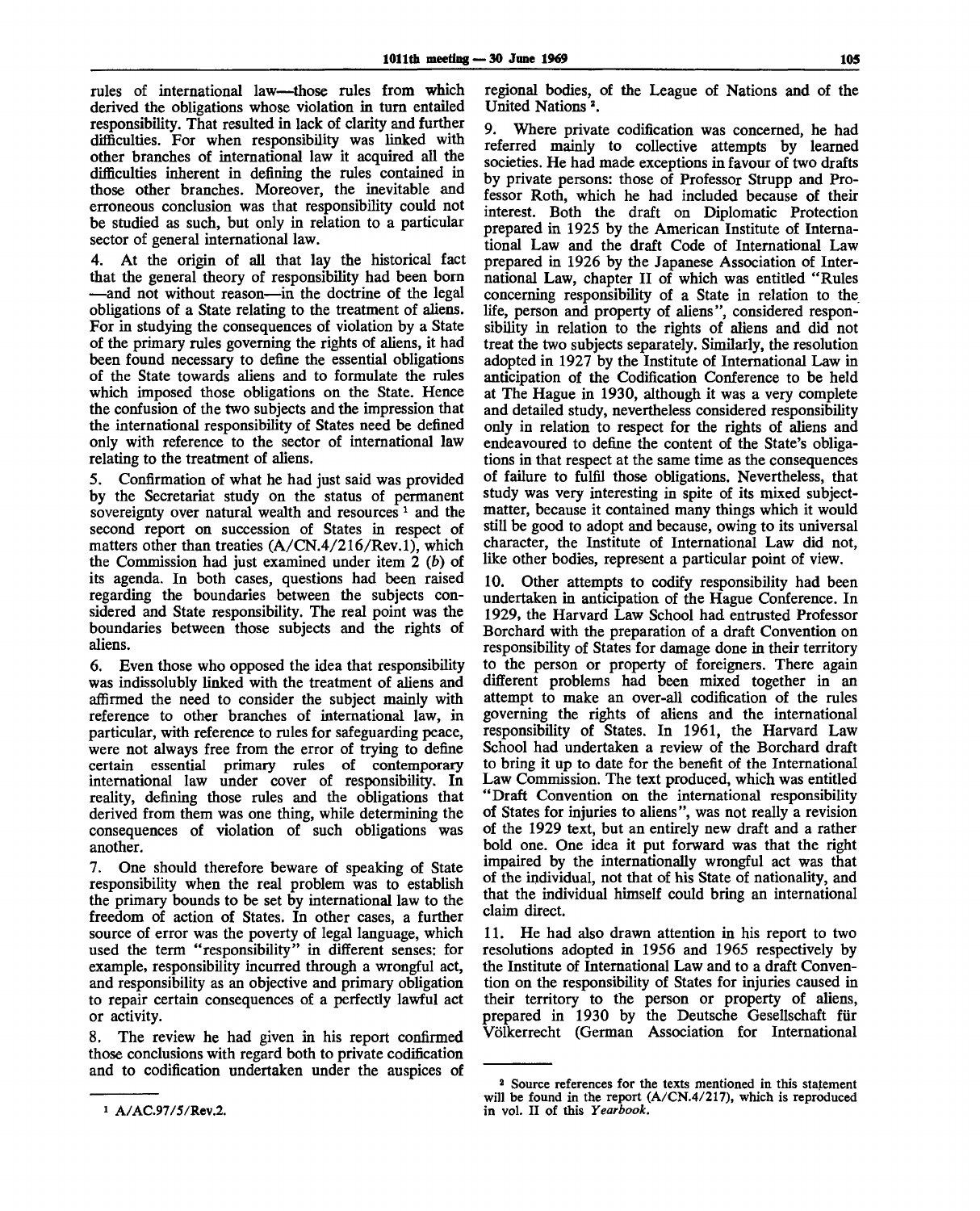rules of international law—those rules from which derived the obligations whose violation in turn entailed responsibility. That resulted in lack of clarity and further difficulties. For when responsibility was linked with other branches of international law it acquired all the difficulties inherent in defining the rules contained in those other branches. Moreover, the inevitable and erroneous conclusion was that responsibility could not be studied as such, but only in relation to a particular sector of general international law.

4. At the origin of all that lay the historical fact that the general theory of responsibility had been born —and not without reason—in the doctrine of the legal obligations of a State relating to the treatment of aliens. For in studying the consequences of violation by a State of the primary rules governing the rights of aliens, it had been found necessary to define the essential obligations of the State towards aliens and to formulate the rules which imposed those obligations on the State. Hence the confusion of the two subjects and the impression that the international responsibility of States need be defined only with reference to the sector of international law relating to the treatment of aliens.

5. Confirmation of what he had just said was provided by the Secretariat study on the status of permanent sovereignty over natural wealth and resources [1] and the second report on succession of States in respect of matters other than treaties (A/CN.4/216/Rev.1), which the Commission had just examined under item 2 (*b*) of its agenda. In both cases, questions had been raised regarding the boundaries between the subjects considered and State responsibility. The real point was the boundaries between those subjects and the rights of aliens.

6. Even those who opposed the idea that responsibility was indissolubly linked with the treatment of aliens and affirmed the need to consider the subject mainly with reference to other branches of international law, in particular, with reference to rules for safeguarding peace, were not always free from the error of trying to define certain essential primary rules of contemporary international law under cover of responsibility. In reality, defining those rules and the obligations that derived from them was one thing, while determining the consequences of violation of such obligations was another.

7. One should therefore beware of speaking of State responsibility when the real problem was to establish the primary bounds to be set by international law to the freedom of action of States. In other cases, a further source of error was the poverty of legal language, which used the term "responsibility" in different senses: for example, responsibility incurred through a wrongful act, and responsibility as an objective and primary obligation to repair certain consequences of a perfectly lawful act or activity.

8. The review he had given in his report confirmed those conclusions with regard both to private codification and to codification undertaken under the auspices of regional bodies, of the League of Nations and of the United Nations [2].

9. Where private codification was concerned, he had referred mainly to collective attempts by learned societies. He had made exceptions in favour of two drafts by private persons: those of Professor Strupp and Professor Roth, which he had included because of their interest. Both the draft on Diplomatic Protection prepared in 1925 by the American Institute of International Law and the draft Code of International Law prepared in 1926 by the Japanese Association of International Law, chapter II of which was entitled "Rules concerning responsibility of a State in relation to the life, person and property of aliens", considered responsibility in relation to the rights of aliens and did not treat the two subjects separately. Similarly, the resolution adopted in 1927 by the Institute of International Law in anticipation of the Codification Conference to be held at The Hague in 1930, although it was a very complete and detailed study, nevertheless considered responsibility only in relation to respect for the rights of aliens and endeavoured to define the content of the State's obligations in that respect at the same time as the consequences of failure to fulfil those obligations. Nevertheless, that study was very interesting in spite of its mixed subject-matter, because it contained many things which it would still be good to adopt and because, owing to its universal character, the Institute of International Law did not, like other bodies, represent a particular point of view.

10. Other attempts to codify responsibility had been undertaken in anticipation of the Hague Conference. In 1929, the Harvard Law School had entrusted Professor Borchard with the preparation of a draft Convention on responsibility of States for damage done in their territory to the person or property of foreigners. There again different problems had been mixed together in an attempt to make an over-all codification of the rules governing the rights of aliens and the international responsibility of States. In 1961, the Harvard Law School had undertaken a review of the Borchard draft to bring it up to date for the benefit of the International Law Commission. The text produced, which was entitled "Draft Convention on the international responsibility of States for injuries to aliens", was not really a revision of the 1929 text, but an entirely new draft and a rather bold one. One idea it put forward was that the right impaired by the internationally wrongful act was that of the individual, not that of his State of nationality, and that the individual himself could bring an international claim direct.

11. He had also drawn attention in his report to two resolutions adopted in 1956 and 1965 respectively by the Institute of International Law and to a draft Convention on the responsibility of States for injuries caused in their territory to the person or property of aliens, prepared in 1930 by the Deutsche Gesellschaft für Völkerrecht (German Association for International

---

[1] A/AC.97/5/Rev.2.

[2] Source references for the texts mentioned in this statement will be found in the report (A/CN.4/217), which is reproduced in vol. II of this *Yearbook*.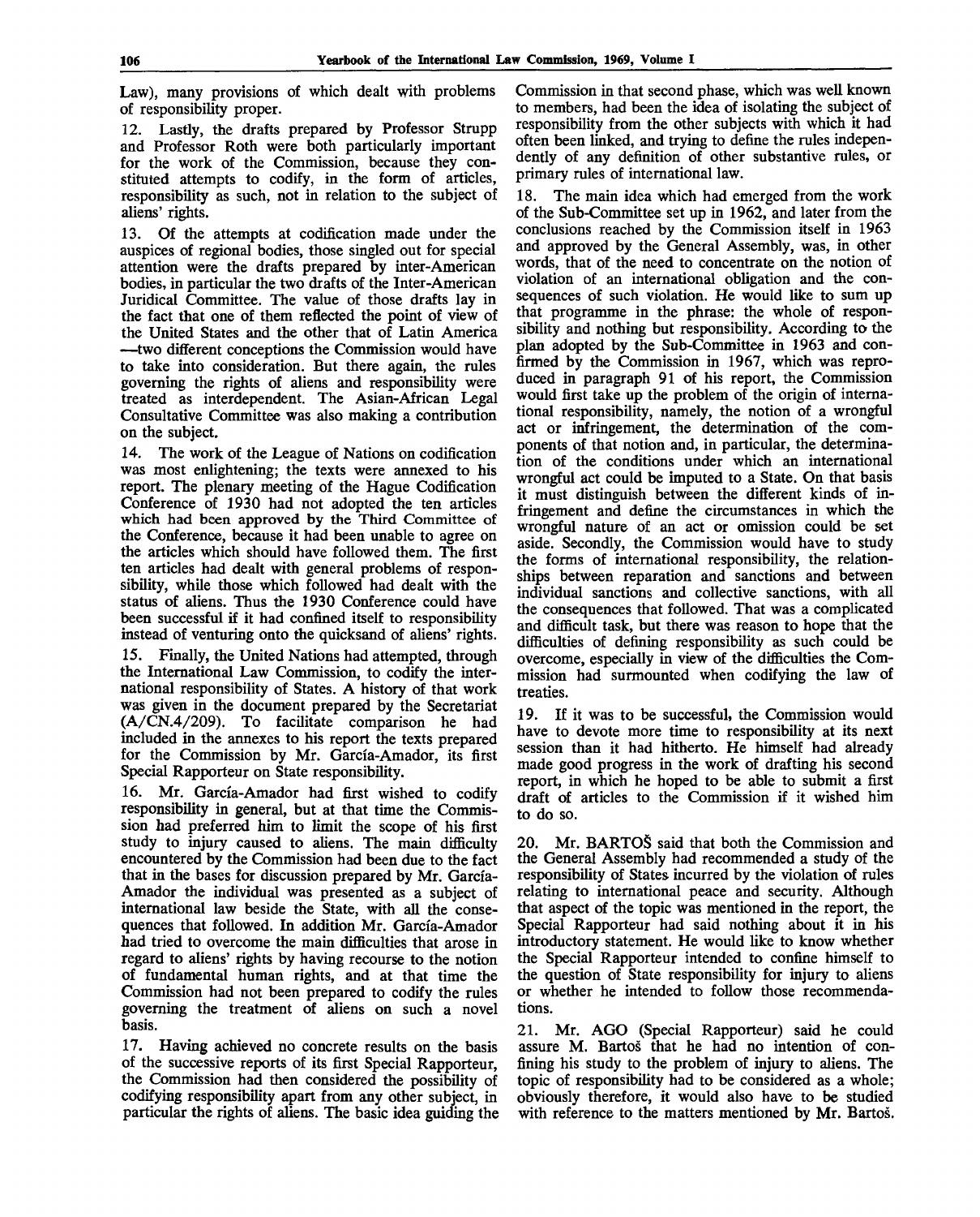Law), many provisions of which dealt with problems of responsibility proper.

12. Lastly, the drafts prepared by Professor Strupp and Professor Roth were both particularly important for the work of the Commission, because they constituted attempts to codify, in the form of articles, responsibility as such, not in relation to the subject of aliens' rights.

13. Of the attempts at codification made under the auspices of regional bodies, those singled out for special attention were the drafts prepared by inter-American bodies, in particular the two drafts of the Inter-American Juridical Committee. The value of those drafts lay in the fact that one of them reflected the point of view of the United States and the other that of Latin America —two different conceptions the Commission would have to take into consideration. But there again, the rules governing the rights of aliens and responsibility were treated as interdependent. The Asian-African Legal Consultative Committee was also making a contribution on the subject.

14. The work of the League of Nations on codification was most enlightening; the texts were annexed to his report. The plenary meeting of the Hague Codification Conference of 1930 had not adopted the ten articles which had been approved by the Third Committee of the Conference, because it had been unable to agree on the articles which should have followed them. The first ten articles had dealt with general problems of responsibility, while those which followed had dealt with the status of aliens. Thus the 1930 Conference could have been successful if it had confined itself to responsibility instead of venturing onto the quicksand of aliens' rights.

15. Finally, the United Nations had attempted, through the International Law Commission, to codify the international responsibility of States. A history of that work was given in the document prepared by the Secretariat (A/CN.4/209). To facilitate comparison he had included in the annexes to his report the texts prepared for the Commission by Mr. García-Amador, its first Special Rapporteur on State responsibility.

16. Mr. García-Amador had first wished to codify responsibility in general, but at that time the Commission had preferred him to limit the scope of his first study to injury caused to aliens. The main difficulty encountered by the Commission had been due to the fact that in the bases for discussion prepared by Mr. García-Amador the individual was presented as a subject of international law beside the State, with all the consequences that followed. In addition Mr. García-Amador had tried to overcome the main difficulties that arose in regard to aliens' rights by having recourse to the notion of fundamental human rights, and at that time the Commission had not been prepared to codify the rules governing the treatment of aliens on such a novel basis.

17. Having achieved no concrete results on the basis of the successive reports of its first Special Rapporteur, the Commission had then considered the possibility of codifying responsibility apart from any other subject, in particular the rights of aliens. The basic idea guiding the Commission in that second phase, which was well known to members, had been the idea of isolating the subject of responsibility from the other subjects with which it had often been linked, and trying to define the rules independently of any definition of other substantive rules, or primary rules of international law.

18. The main idea which had emerged from the work of the Sub-Committee set up in 1962, and later from the conclusions reached by the Commission itself in 1963 and approved by the General Assembly, was, in other words, that of the need to concentrate on the notion of violation of an international obligation and the consequences of such violation. He would like to sum up that programme in the phrase: the whole of responsibility and nothing but responsibility. According to the plan adopted by the Sub-Committee in 1963 and confirmed by the Commission in 1967, which was reproduced in paragraph 91 of his report, the Commission would first take up the problem of the origin of international responsibility, namely, the notion of a wrongful act or infringement, the determination of the components of that notion and, in particular, the determination of the conditions under which an international wrongful act could be imputed to a State. On that basis it must distinguish between the different kinds of infringement and define the circumstances in which the wrongful nature of an act or omission could be set aside. Secondly, the Commission would have to study the forms of international responsibility, the relationships between reparation and sanctions and between individual sanctions and collective sanctions, with all the consequences that followed. That was a complicated and difficult task, but there was reason to hope that the difficulties of defining responsibility as such could be overcome, especially in view of the difficulties the Commission had surmounted when codifying the law of treaties.

19. If it was to be successful, the Commission would have to devote more time to responsibility at its next session than it had hitherto. He himself had already made good progress in the work of drafting his second report, in which he hoped to be able to submit a first draft of articles to the Commission if it wished him to do so.

20. Mr. BARTOŠ said that both the Commission and the General Assembly had recommended a study of the responsibility of States incurred by the violation of rules relating to international peace and security. Although that aspect of the topic was mentioned in the report, the Special Rapporteur had said nothing about it in his introductory statement. He would like to know whether the Special Rapporteur intended to confine himself to the question of State responsibility for injury to aliens or whether he intended to follow those recommendations.

21. Mr. AGO (Special Rapporteur) said he could assure M. Bartoš that he had no intention of confining his study to the problem of injury to aliens. The topic of responsibility had to be considered as a whole; obviously therefore, it would also have to be studied with reference to the matters mentioned by Mr. Bartoš.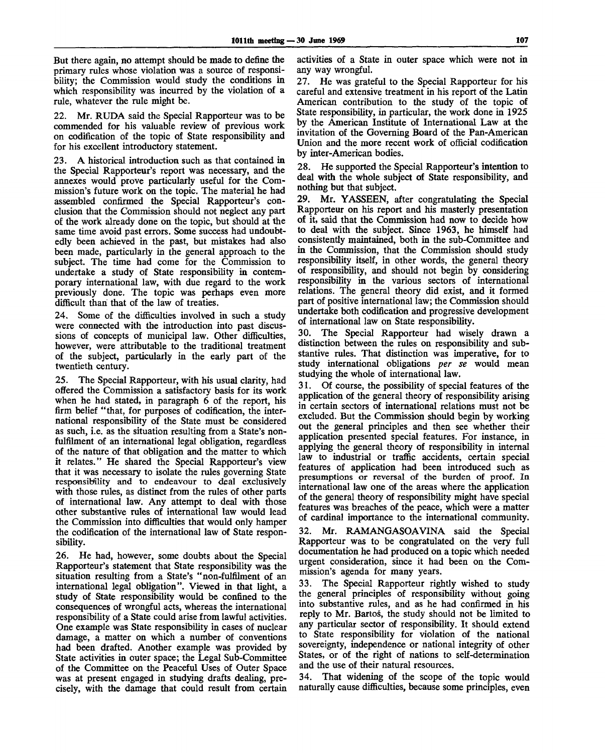But there again, no attempt should be made to define the primary rules whose violation was a source of responsibility; the Commission would study the conditions in which responsibility was incurred by the violation of a rule, whatever the rule might be.

22. Mr. RUDA said the Special Rapporteur was to be commended for his valuable review of previous work on codification of the topic of State responsibility and for his excellent introductory statement.

23. A historical introduction such as that contained in the Special Rapporteur's report was necessary, and the annexes would prove particularly useful for the Commission's future work on the topic. The material he had assembled confirmed the Special Rapporteur's conclusion that the Commission should not neglect any part of the work already done on the topic, but should at the same time avoid past errors. Some success had undoubtedly been achieved in the past, but mistakes had also been made, particularly in the general approach to the subject. The time had come for the Commission to undertake a study of State responsibility in contemporary international law, with due regard to the work previously done. The topic was perhaps even more difficult than that of the law of treaties.

24. Some of the difficulties involved in such a study were connected with the introduction into past discussions of concepts of municipal law. Other difficulties, however, were attributable to the traditional treatment of the subject, particularly in the early part of the twentieth century.

25. The Special Rapporteur, with his usual clarity, had offered the Commission a satisfactory basis for its work when he had stated, in paragraph 6 of the report, his firm belief "that, for purposes of codification, the international responsibility of the State must be considered as such, i.e. as the situation resulting from a State's non-fulfilment of an international legal obligation, regardless of the nature of that obligation and the matter to which it relates." He shared the Special Rapporteur's view that it was necessary to isolate the rules governing State responsibility and to endeavour to deal exclusively with those rules, as distinct from the rules of other parts of international law. Any attempt to deal with those other substantive rules of international law would lead the Commission into difficulties that would only hamper the codification of the international law of State responsibility.

26. He had, however, some doubts about the Special Rapporteur's statement that State responsibility was the situation resulting from a State's "non-fulfilment of an international legal obligation". Viewed in that light, a study of State responsibility would be confined to the consequences of wrongful acts, whereas the international responsibility of a State could arise from lawful activities. One example was State responsibility in cases of nuclear damage, a matter on which a number of conventions had been drafted. Another example was provided by State activities in outer space; the Legal Sub-Committee of the Committee on the Peaceful Uses of Outer Space was at present engaged in studying drafts dealing, precisely, with the damage that could result from certain activities of a State in outer space which were not in any way wrongful.

27. He was grateful to the Special Rapporteur for his careful and extensive treatment in his report of the Latin American contribution to the study of the topic of State responsibility, in particular, the work done in 1925 by the American Institute of International Law at the invitation of the Governing Board of the Pan-American Union and the more recent work of official codification by inter-American bodies.

28. He supported the Special Rapporteur's intention to deal with the whole subject of State responsibility, and nothing but that subject.

29. Mr. YASSEEN, after congratulating the Special Rapporteur on his report and his masterly presentation of it, said that the Commission had now to decide how to deal with the subject. Since 1963, he himself had consistently maintained, both in the sub-Committee and in the Commission, that the Commission should study responsibility itself, in other words, the general theory of responsibility, and should not begin by considering responsibility in the various sectors of international relations. The general theory did exist, and it formed part of positive international law; the Commission should undertake both codification and progressive development of international law on State responsibility.

30. The Special Rapporteur had wisely drawn a distinction between the rules on responsibility and substantive rules. That distinction was imperative, for to study international obligations *per se* would mean studying the whole of international law.

31. Of course, the possibility of special features of the application of the general theory of responsibility arising in certain sectors of international relations must not be excluded. But the Commission should begin by working out the general principles and then see whether their application presented special features. For instance, in applying the general theory of responsibility in internal law to industrial or traffic accidents, certain special features of application had been introduced such as presumptions or reversal of the burden of proof. In international law one of the areas where the application of the general theory of responsibility might have special features was breaches of the peace, which were a matter of cardinal importance to the international community.

32. Mr. RAMANGASOAVINA said the Special Rapporteur was to be congratulated on the very full documentation he had produced on a topic which needed urgent consideration, since it had been on the Commission's agenda for many years.

33. The Special Rapporteur rightly wished to study the general principles of responsibility without going into substantive rules, and as he had confirmed in his reply to Mr. Bartoš, the study should not be limited to any particular sector of responsibility. It should extend to State responsibility for violation of the national sovereignty, independence or national integrity of other States, or of the right of nations to self-determination and the use of their natural resources.

34. That widening of the scope of the topic would naturally cause difficulties, because some principles, even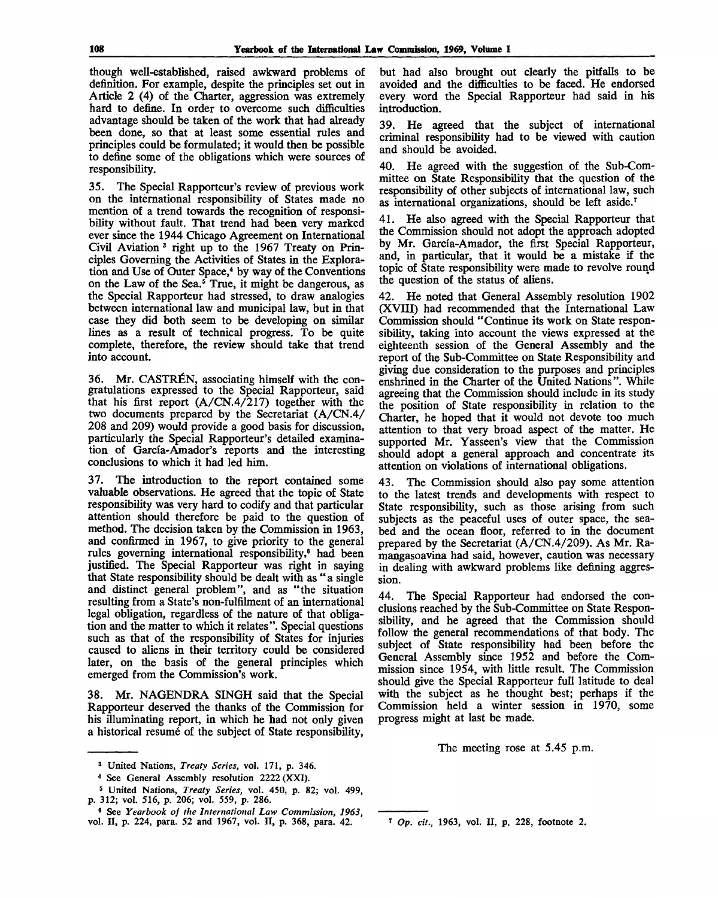though well-established, raised awkward problems of definition. For example, despite the principles set out in Article 2 (4) of the Charter, aggression was extremely hard to define. In order to overcome such difficulties advantage should be taken of the work that had already been done, so that at least some essential rules and principles could be formulated; it would then be possible to define some of the obligations which were sources of responsibility.

35. The Special Rapporteur's review of previous work on the international responsibility of States made no mention of a trend towards the recognition of responsibility without fault. That trend had been very marked ever since the 1944 Chicago Agreement on International Civil Aviation [3] right up to the 1967 Treaty on Principles Governing the Activities of States in the Exploration and Use of Outer Space,[4] by way of the Conventions on the Law of the Sea.[5] True, it might be dangerous, as the Special Rapporteur had stressed, to draw analogies between international law and municipal law, but in that case they did both seem to be developing on similar lines as a result of technical progress. To be quite complete, therefore, the review should take that trend into account.

36. Mr. CASTRÉN, associating himself with the congratulations expressed to the Special Rapporteur, said that his first report (A/CN.4/217) together with the two documents prepared by the Secretariat (A/CN.4/208 and 209) would provide a good basis for discussion, particularly the Special Rapporteur's detailed examination of García-Amador's reports and the interesting conclusions to which it had led him.

37. The introduction to the report contained some valuable observations. He agreed that the topic of State responsibility was very hard to codify and that particular attention should therefore be paid to the question of method. The decision taken by the Commission in 1963, and confirmed in 1967, to give priority to the general rules governing international responsibility,[6] had been justified. The Special Rapporteur was right in saying that State responsibility should be dealt with as "a single and distinct general problem", and as "the situation resulting from a State's non-fulfilment of an international legal obligation, regardless of the nature of that obligation and the matter to which it relates". Special questions such as that of the responsibility of States for injuries caused to aliens in their territory could be considered later, on the basis of the general principles which emerged from the Commission's work.

38. Mr. NAGENDRA SINGH said that the Special Rapporteur deserved the thanks of the Commission for his illuminating report, in which he had not only given a historical resumé of the subject of State responsibility, but had also brought out clearly the pitfalls to be avoided and the difficulties to be faced. He endorsed every word the Special Rapporteur had said in his introduction.

39. He agreed that the subject of international criminal responsibility had to be viewed with caution and should be avoided.

40. He agreed with the suggestion of the Sub-Committee on State Responsibility that the question of the responsibility of other subjects of international law, such as international organizations, should be left aside.[7]

41. He also agreed with the Special Rapporteur that the Commission should not adopt the approach adopted by Mr. García-Amador, the first Special Rapporteur, and, in particular, that it would be a mistake if the topic of State responsibility were made to revolve round the question of the status of aliens.

42. He noted that General Assembly resolution 1902 (XVIII) had recommended that the International Law Commission should "Continue its work on State responsibility, taking into account the views expressed at the eighteenth session of the General Assembly and the report of the Sub-Committee on State Responsibility and giving due consideration to the purposes and principles enshrined in the Charter of the United Nations". While agreeing that the Commission should include in its study the position of State responsibility in relation to the Charter, he hoped that it would not devote too much attention to that very broad aspect of the matter. He supported Mr. Yasseen's view that the Commission should adopt a general approach and concentrate its attention on violations of international obligations.

43. The Commission should also pay some attention to the latest trends and developments with respect to State responsibility, such as those arising from such subjects as the peaceful uses of outer space, the seabed and the ocean floor, referred to in the document prepared by the Secretariat (A/CN.4/209). As Mr. Ramangasoavina had said, however, caution was necessary in dealing with awkward problems like defining aggression.

44. The Special Rapporteur had endorsed the conclusions reached by the Sub-Committee on State Responsibility, and he agreed that the Commission should follow the general recommendations of that body. The subject of State responsibility had been before the General Assembly since 1952 and before the Commission since 1954, with little result. The Commission should give the Special Rapporteur full latitude to deal with the subject as he thought best; perhaps if the Commission held a winter session in 1970, some progress might at last be made.

The meeting rose at 5.45 p.m.

---

[3] United Nations, *Treaty Series*, vol. 171, p. 346.

[4] See General Assembly resolution 2222 (XXI).

[5] United Nations, *Treaty Series*, vol. 450, p. 82; vol. 499, p. 312; vol. 516, p. 206; vol. 559, p. 286.

[6] See *Yearbook of the International Law Commission, 1963*, vol. II, p. 224, para. 52 and 1967, vol. II, p. 368, para. 42.

[7] *Op. cit.*, 1963, vol. II, p. 228, footnote 2.